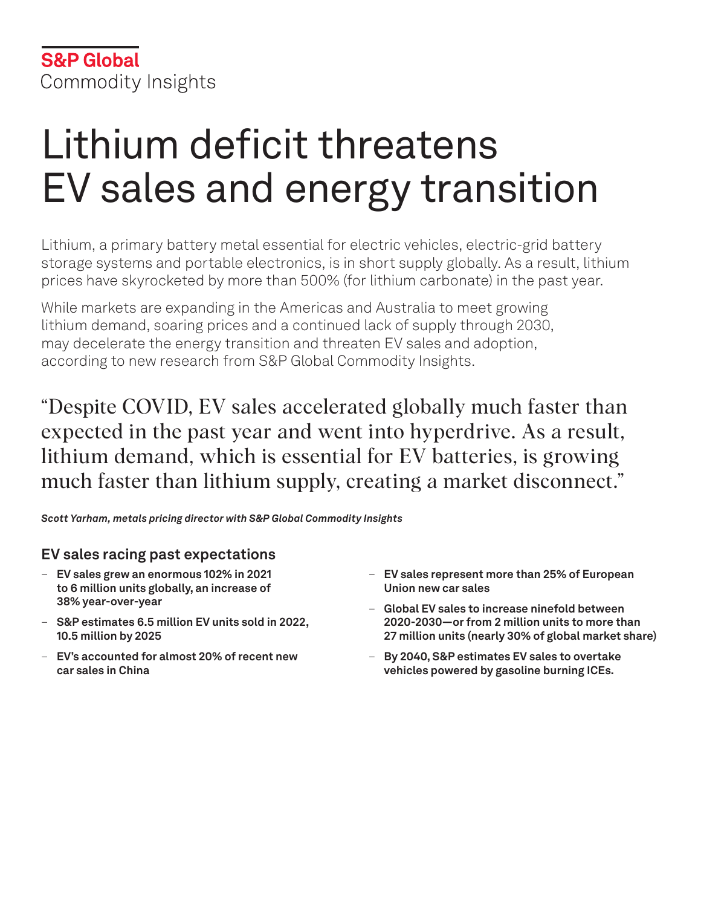S&P Global
Commodity Insights

# Lithium deficit threatens EV sales and energy transition

Lithium, a primary battery metal essential for electric vehicles, electric-grid battery storage systems and portable electronics, is in short supply globally. As a result, lithium prices have skyrocketed by more than 500% (for lithium carbonate) in the past year.

While markets are expanding in the Americas and Australia to meet growing lithium demand, soaring prices and a continued lack of supply through 2030, may decelerate the energy transition and threaten EV sales and adoption, according to new research from S&P Global Commodity Insights.

> "Despite COVID, EV sales accelerated globally much faster than expected in the past year and went into hyperdrive. As a result, lithium demand, which is essential for EV batteries, is growing much faster than lithium supply, creating a market disconnect."

***Scott Yarham, metals pricing director with S&P Global Commodity Insights***

## EV sales racing past expectations

- **EV sales grew an enormous 102% in 2021 to 6 million units globally, an increase of 38% year-over-year**
- **S&P estimates 6.5 million EV units sold in 2022, 10.5 million by 2025**
- **EV's accounted for almost 20% of recent new car sales in China**
- **EV sales represent more than 25% of European Union new car sales**
- **Global EV sales to increase ninefold between 2020-2030—or from 2 million units to more than 27 million units (nearly 30% of global market share)**
- **By 2040, S&P estimates EV sales to overtake vehicles powered by gasoline burning ICEs.**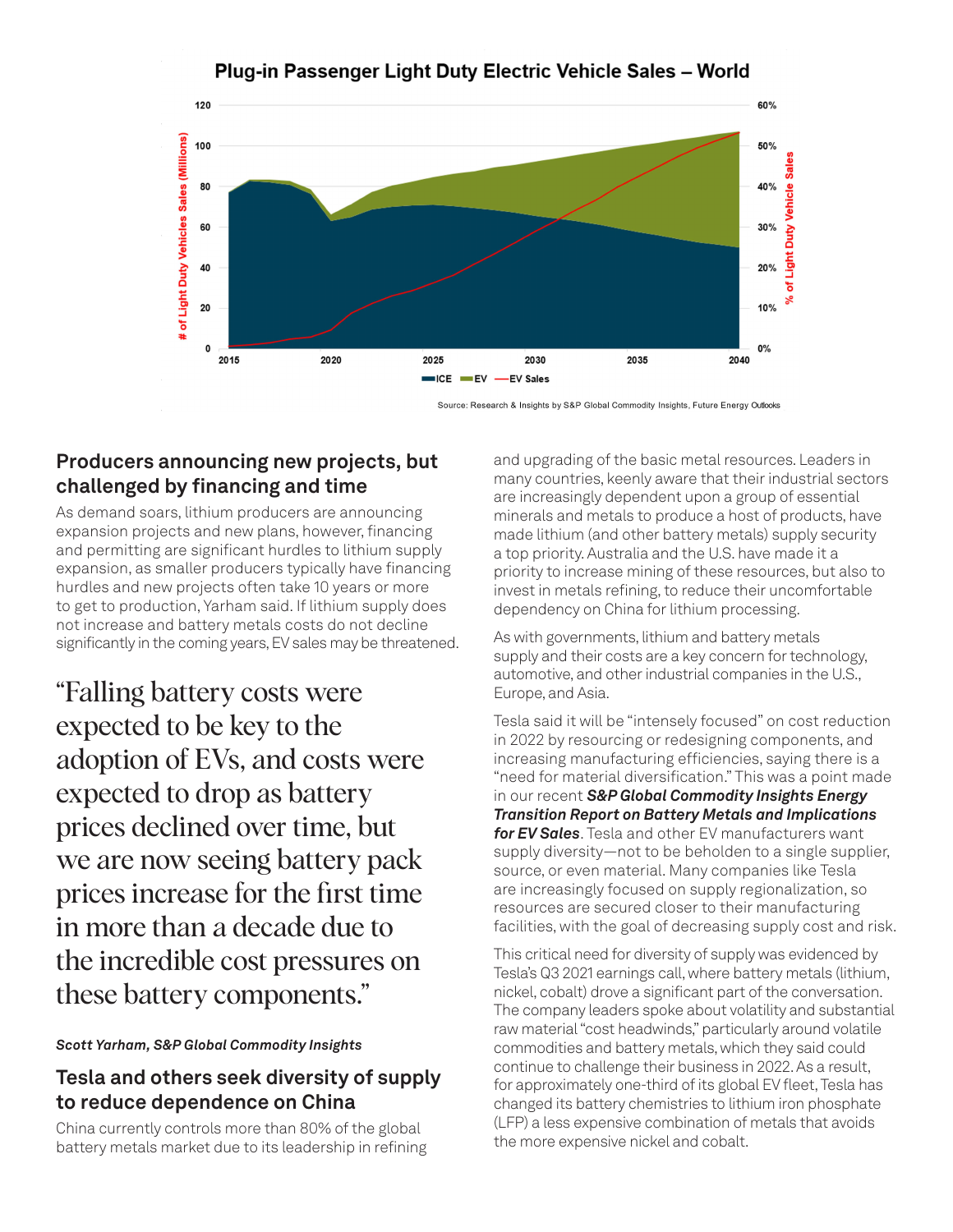## Plug-in Passenger Light Duty Electric Vehicle Sales – World

Source: Research & Insights by S&P Global Commodity Insights, Future Energy Outlooks

### Producers announcing new projects, but challenged by financing and time

As demand soars, lithium producers are announcing expansion projects and new plans, however, financing and permitting are significant hurdles to lithium supply expansion, as smaller producers typically have financing hurdles and new projects often take 10 years or more to get to production, Yarham said. If lithium supply does not increase and battery metals costs do not decline significantly in the coming years, EV sales may be threatened.

> "Falling battery costs were expected to be key to the adoption of EVs, and costs were expected to drop as battery prices declined over time, but we are now seeing battery pack prices increase for the first time in more than a decade due to the incredible cost pressures on these battery components."
>
> ***Scott Yarham, S&P Global Commodity Insights***

### Tesla and others seek diversity of supply to reduce dependence on China

China currently controls more than 80% of the global battery metals market due to its leadership in refining and upgrading of the basic metal resources. Leaders in many countries, keenly aware that their industrial sectors are increasingly dependent upon a group of essential minerals and metals to produce a host of products, have made lithium (and other battery metals) supply security a top priority. Australia and the U.S. have made it a priority to increase mining of these resources, but also to invest in metals refining, to reduce their uncomfortable dependency on China for lithium processing.

As with governments, lithium and battery metals supply and their costs are a key concern for technology, automotive, and other industrial companies in the U.S., Europe, and Asia.

Tesla said it will be "intensely focused" on cost reduction in 2022 by resourcing or redesigning components, and increasing manufacturing efficiencies, saying there is a "need for material diversification." This was a point made in our recent ***S&P Global Commodity Insights Energy Transition Report on Battery Metals and Implications for EV Sales***. Tesla and other EV manufacturers want supply diversity—not to be beholden to a single supplier, source, or even material. Many companies like Tesla are increasingly focused on supply regionalization, so resources are secured closer to their manufacturing facilities, with the goal of decreasing supply cost and risk.

This critical need for diversity of supply was evidenced by Tesla's Q3 2021 earnings call, where battery metals (lithium, nickel, cobalt) drove a significant part of the conversation. The company leaders spoke about volatility and substantial raw material "cost headwinds," particularly around volatile commodities and battery metals, which they said could continue to challenge their business in 2022. As a result, for approximately one-third of its global EV fleet, Tesla has changed its battery chemistries to lithium iron phosphate (LFP) a less expensive combination of metals that avoids the more expensive nickel and cobalt.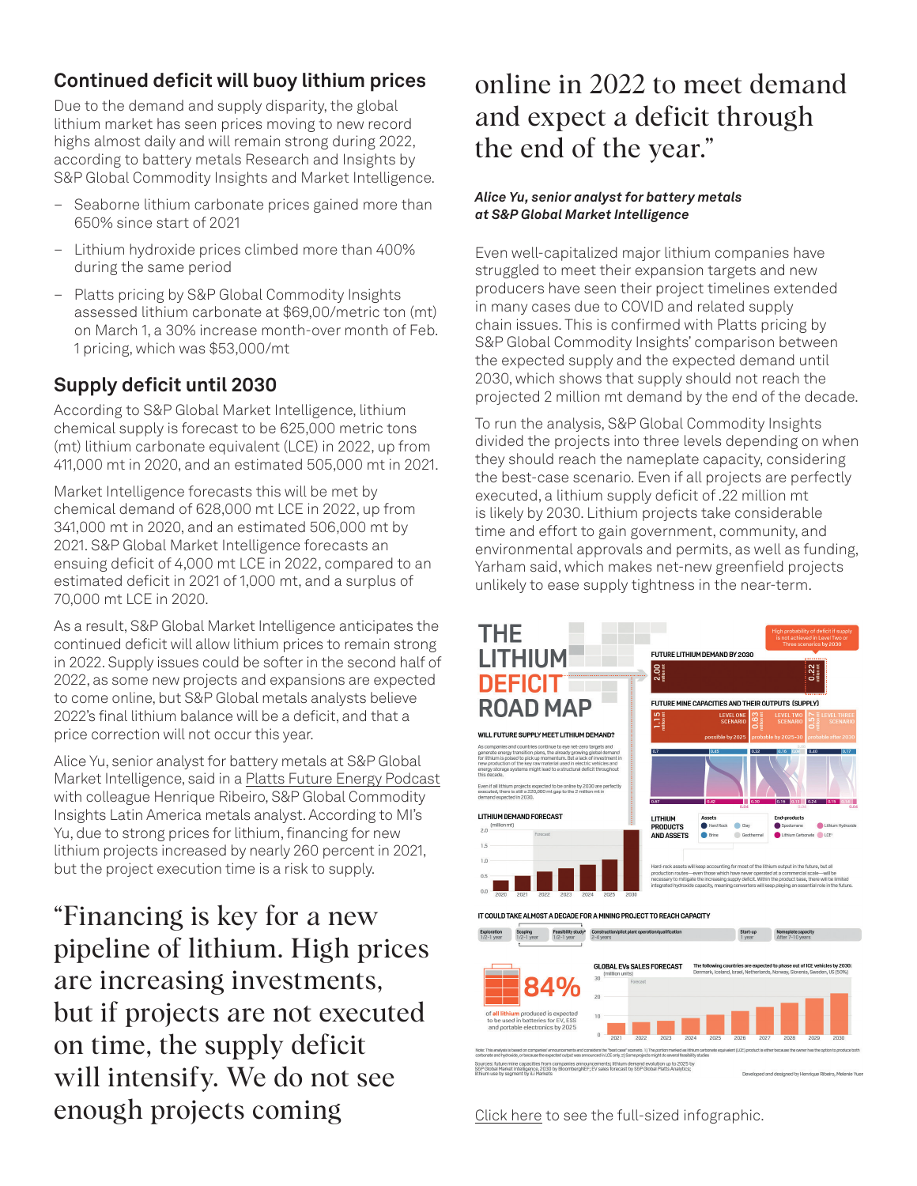## Continued deficit will buoy lithium prices

Due to the demand and supply disparity, the global lithium market has seen prices moving to new record highs almost daily and will remain strong during 2022, according to battery metals Research and Insights by S&P Global Commodity Insights and Market Intelligence.

- Seaborne lithium carbonate prices gained more than 650% since start of 2021
- Lithium hydroxide prices climbed more than 400% during the same period
- Platts pricing by S&P Global Commodity Insights assessed lithium carbonate at $69,00/metric ton (mt) on March 1, a 30% increase month-over month of Feb. 1 pricing, which was $53,000/mt

## Supply deficit until 2030

According to S&P Global Market Intelligence, lithium chemical supply is forecast to be 625,000 metric tons (mt) lithium carbonate equivalent (LCE) in 2022, up from 411,000 mt in 2020, and an estimated 505,000 mt in 2021.

Market Intelligence forecasts this will be met by chemical demand of 628,000 mt LCE in 2022, up from 341,000 mt in 2020, and an estimated 506,000 mt by 2021. S&P Global Market Intelligence forecasts an ensuing deficit of 4,000 mt LCE in 2022, compared to an estimated deficit in 2021 of 1,000 mt, and a surplus of 70,000 mt LCE in 2020.

As a result, S&P Global Market Intelligence anticipates the continued deficit will allow lithium prices to remain strong in 2022. Supply issues could be softer in the second half of 2022, as some new projects and expansions are expected to come online, but S&P Global metals analysts believe 2022's final lithium balance will be a deficit, and that a price correction will not occur this year.

Alice Yu, senior analyst for battery metals at S&P Global Market Intelligence, said in a Platts Future Energy Podcast with colleague Henrique Ribeiro, S&P Global Commodity Insights Latin America metals analyst. According to MI's Yu, due to strong prices for lithium, financing for new lithium projects increased by nearly 260 percent in 2021, but the project execution time is a risk to supply.

> "Financing is key for a new pipeline of lithium. High prices are increasing investments, but if projects are not executed on time, the supply deficit will intensify. We do not see enough projects coming online in 2022 to meet demand and expect a deficit through the end of the year."
>
> ***Alice Yu, senior analyst for battery metals at S&P Global Market Intelligence***

Even well-capitalized major lithium companies have struggled to meet their expansion targets and new producers have seen their project timelines extended in many cases due to COVID and related supply chain issues. This is confirmed with Platts pricing by S&P Global Commodity Insights' comparison between the expected supply and the expected demand until 2030, which shows that supply should not reach the projected 2 million mt demand by the end of the decade.

To run the analysis, S&P Global Commodity Insights divided the projects into three levels depending on when they should reach the nameplate capacity, considering the best-case scenario. Even if all projects are perfectly executed, a lithium supply deficit of .22 million mt is likely by 2030. Lithium projects take considerable time and effort to gain government, community, and environmental approvals and permits, as well as funding, Yarham said, which makes net-new greenfield projects unlikely to ease supply tightness in the near-term.

Click here to see the full-sized infographic.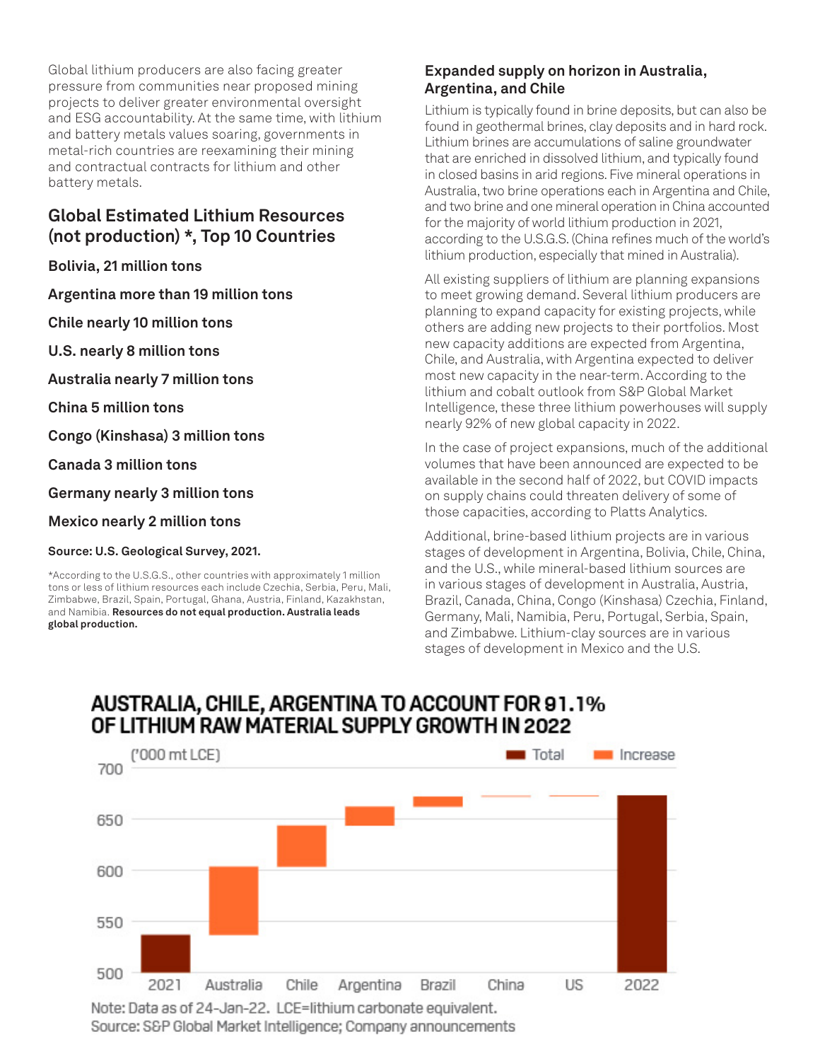Global lithium producers are also facing greater pressure from communities near proposed mining projects to deliver greater environmental oversight and ESG accountability. At the same time, with lithium and battery metals values soaring, governments in metal-rich countries are reexamining their mining and contractual contracts for lithium and other battery metals.

## Global Estimated Lithium Resources (not production) *, Top 10 Countries

**Bolivia, 21 million tons**

**Argentina more than 19 million tons**

**Chile nearly 10 million tons**

**U.S. nearly 8 million tons**

**Australia nearly 7 million tons**

**China 5 million tons**

**Congo (Kinshasa) 3 million tons**

**Canada 3 million tons**

**Germany nearly 3 million tons**

**Mexico nearly 2 million tons**

**Source: U.S. Geological Survey, 2021.**

*According to the U.S.G.S., other countries with approximately 1 million tons or less of lithium resources each include Czechia, Serbia, Peru, Mali, Zimbabwe, Brazil, Spain, Portugal, Ghana, Austria, Finland, Kazakhstan, and Namibia. **Resources do not equal production. Australia leads global production.**

### Expanded supply on horizon in Australia, Argentina, and Chile

Lithium is typically found in brine deposits, but can also be found in geothermal brines, clay deposits and in hard rock. Lithium brines are accumulations of saline groundwater that are enriched in dissolved lithium, and typically found in closed basins in arid regions. Five mineral operations in Australia, two brine operations each in Argentina and Chile, and two brine and one mineral operation in China accounted for the majority of world lithium production in 2021, according to the U.S.G.S. (China refines much of the world's lithium production, especially that mined in Australia).

All existing suppliers of lithium are planning expansions to meet growing demand. Several lithium producers are planning to expand capacity for existing projects, while others are adding new projects to their portfolios. Most new capacity additions are expected from Argentina, Chile, and Australia, with Argentina expected to deliver most new capacity in the near-term. According to the lithium and cobalt outlook from S&P Global Market Intelligence, these three lithium powerhouses will supply nearly 92% of new global capacity in 2022.

In the case of project expansions, much of the additional volumes that have been announced are expected to be available in the second half of 2022, but COVID impacts on supply chains could threaten delivery of some of those capacities, according to Platts Analytics.

Additional, brine-based lithium projects are in various stages of development in Argentina, Bolivia, Chile, China, and the U.S., while mineral-based lithium sources are in various stages of development in Australia, Austria, Brazil, Canada, China, Congo (Kinshasa) Czechia, Finland, Germany, Mali, Namibia, Peru, Portugal, Serbia, Spain, and Zimbabwe. Lithium-clay sources are in various stages of development in Mexico and the U.S.

## AUSTRALIA, CHILE, ARGENTINA TO ACCOUNT FOR 91.1% OF LITHIUM RAW MATERIAL SUPPLY GROWTH IN 2022

('000 mt LCE)

Legend: Total, Increase

Categories: 2021, Australia, Chile, Argentina, Brazil, China, US, 2022

Note: Data as of 24-Jan-22. LCE=lithium carbonate equivalent.
Source: S&P Global Market Intelligence; Company announcements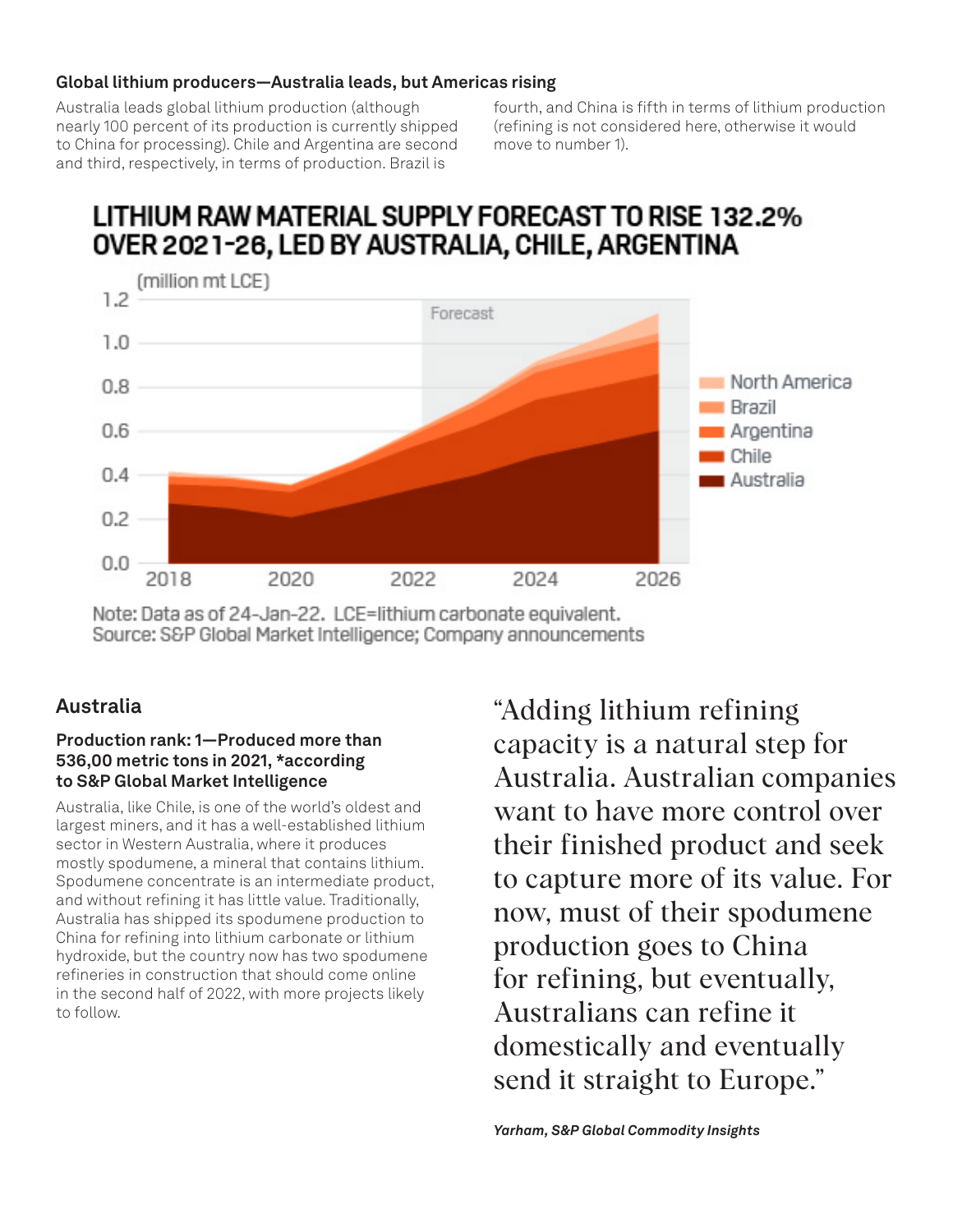### Global lithium producers—Australia leads, but Americas rising

Australia leads global lithium production (although nearly 100 percent of its production is currently shipped to China for processing). Chile and Argentina are second and third, respectively, in terms of production. Brazil is fourth, and China is fifth in terms of lithium production (refining is not considered here, otherwise it would move to number 1).

**LITHIUM RAW MATERIAL SUPPLY FORECAST TO RISE 132.2% OVER 2021-26, LED BY AUSTRALIA, CHILE, ARGENTINA**

(million mt LCE)

Note: Data as of 24-Jan-22. LCE=lithium carbonate equivalent.
Source: S&P Global Market Intelligence; Company announcements

## Australia

**Production rank: 1—Produced more than 536,00 metric tons in 2021, *according to S&P Global Market Intelligence**

Australia, like Chile, is one of the world's oldest and largest miners, and it has a well-established lithium sector in Western Australia, where it produces mostly spodumene, a mineral that contains lithium. Spodumene concentrate is an intermediate product, and without refining it has little value. Traditionally, Australia has shipped its spodumene production to China for refining into lithium carbonate or lithium hydroxide, but the country now has two spodumene refineries in construction that should come online in the second half of 2022, with more projects likely to follow.

"Adding lithium refining capacity is a natural step for Australia. Australian companies want to have more control over their finished product and seek to capture more of its value. For now, must of their spodumene production goes to China for refining, but eventually, Australians can refine it domestically and eventually send it straight to Europe."

***Yarham, S&P Global Commodity Insights***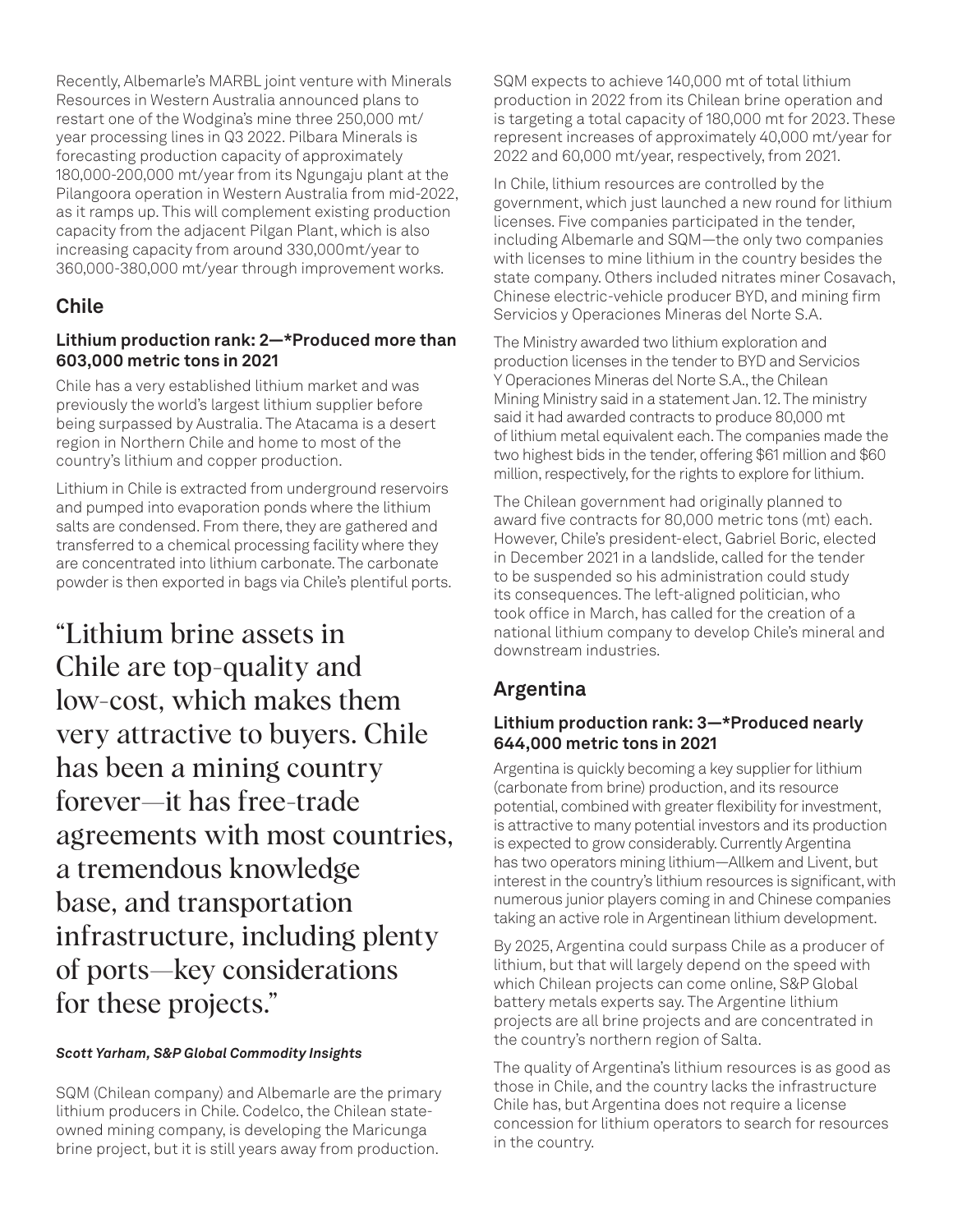Recently, Albemarle's MARBL joint venture with Minerals Resources in Western Australia announced plans to restart one of the Wodgina's mine three 250,000 mt/year processing lines in Q3 2022. Pilbara Minerals is forecasting production capacity of approximately 180,000-200,000 mt/year from its Ngungaju plant at the Pilangoora operation in Western Australia from mid-2022, as it ramps up. This will complement existing production capacity from the adjacent Pilgan Plant, which is also increasing capacity from around 330,000mt/year to 360,000-380,000 mt/year through improvement works.

## Chile

### Lithium production rank: 2—*Produced more than 603,000 metric tons in 2021

Chile has a very established lithium market and was previously the world's largest lithium supplier before being surpassed by Australia. The Atacama is a desert region in Northern Chile and home to most of the country's lithium and copper production.

Lithium in Chile is extracted from underground reservoirs and pumped into evaporation ponds where the lithium salts are condensed. From there, they are gathered and transferred to a chemical processing facility where they are concentrated into lithium carbonate. The carbonate powder is then exported in bags via Chile's plentiful ports.

> "Lithium brine assets in Chile are top-quality and low-cost, which makes them very attractive to buyers. Chile has been a mining country forever—it has free-trade agreements with most countries, a tremendous knowledge base, and transportation infrastructure, including plenty of ports—key considerations for these projects."
>
> ***Scott Yarham, S&P Global Commodity Insights***

SQM (Chilean company) and Albemarle are the primary lithium producers in Chile. Codelco, the Chilean state-owned mining company, is developing the Maricunga brine project, but it is still years away from production.

SQM expects to achieve 140,000 mt of total lithium production in 2022 from its Chilean brine operation and is targeting a total capacity of 180,000 mt for 2023. These represent increases of approximately 40,000 mt/year for 2022 and 60,000 mt/year, respectively, from 2021.

In Chile, lithium resources are controlled by the government, which just launched a new round for lithium licenses. Five companies participated in the tender, including Albemarle and SQM—the only two companies with licenses to mine lithium in the country besides the state company. Others included nitrates miner Cosavach, Chinese electric-vehicle producer BYD, and mining firm Servicios y Operaciones Mineras del Norte S.A.

The Ministry awarded two lithium exploration and production licenses in the tender to BYD and Servicios Y Operaciones Mineras del Norte S.A., the Chilean Mining Ministry said in a statement Jan. 12. The ministry said it had awarded contracts to produce 80,000 mt of lithium metal equivalent each. The companies made the two highest bids in the tender, offering $61 million and $60 million, respectively, for the rights to explore for lithium.

The Chilean government had originally planned to award five contracts for 80,000 metric tons (mt) each. However, Chile's president-elect, Gabriel Boric, elected in December 2021 in a landslide, called for the tender to be suspended so his administration could study its consequences. The left-aligned politician, who took office in March, has called for the creation of a national lithium company to develop Chile's mineral and downstream industries.

## Argentina

### Lithium production rank: 3—*Produced nearly 644,000 metric tons in 2021

Argentina is quickly becoming a key supplier for lithium (carbonate from brine) production, and its resource potential, combined with greater flexibility for investment, is attractive to many potential investors and its production is expected to grow considerably. Currently Argentina has two operators mining lithium—Allkem and Livent, but interest in the country's lithium resources is significant, with numerous junior players coming in and Chinese companies taking an active role in Argentinean lithium development.

By 2025, Argentina could surpass Chile as a producer of lithium, but that will largely depend on the speed with which Chilean projects can come online, S&P Global battery metals experts say. The Argentine lithium projects are all brine projects and are concentrated in the country's northern region of Salta.

The quality of Argentina's lithium resources is as good as those in Chile, and the country lacks the infrastructure Chile has, but Argentina does not require a license concession for lithium operators to search for resources in the country.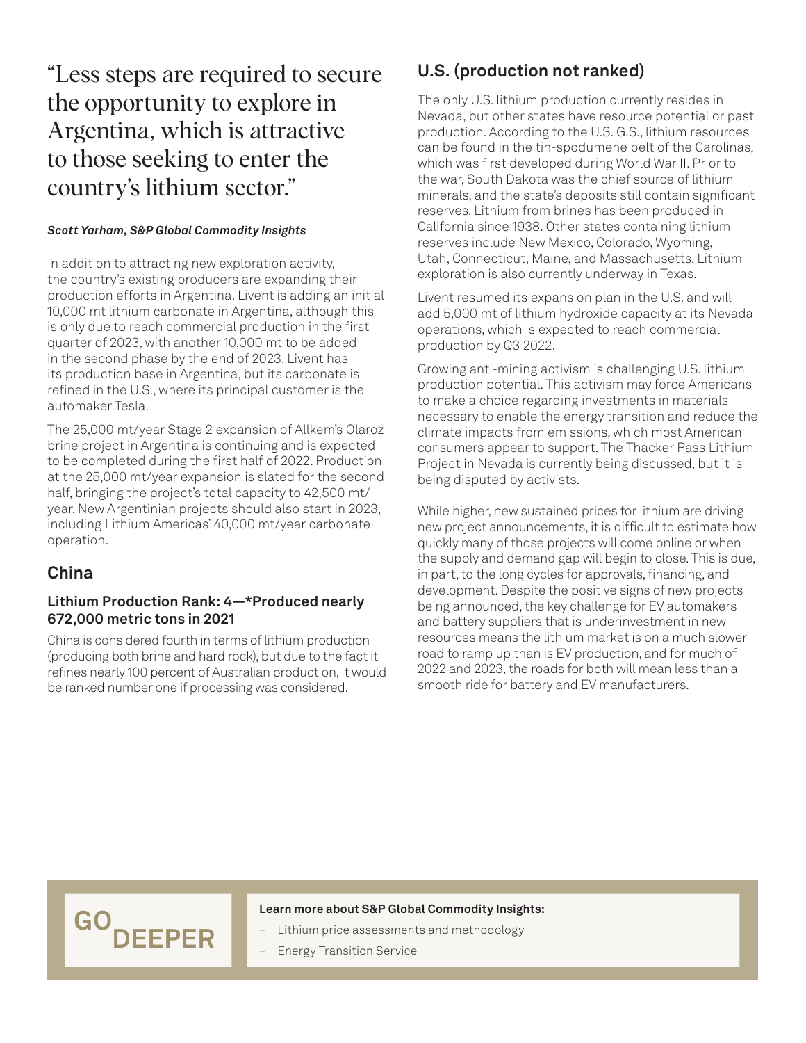"Less steps are required to secure the opportunity to explore in Argentina, which is attractive to those seeking to enter the country's lithium sector."

***Scott Yarham, S&P Global Commodity Insights***

In addition to attracting new exploration activity, the country's existing producers are expanding their production efforts in Argentina. Livent is adding an initial 10,000 mt lithium carbonate in Argentina, although this is only due to reach commercial production in the first quarter of 2023, with another 10,000 mt to be added in the second phase by the end of 2023. Livent has its production base in Argentina, but its carbonate is refined in the U.S., where its principal customer is the automaker Tesla.

The 25,000 mt/year Stage 2 expansion of Allkem's Olaroz brine project in Argentina is continuing and is expected to be completed during the first half of 2022. Production at the 25,000 mt/year expansion is slated for the second half, bringing the project's total capacity to 42,500 mt/year. New Argentinian projects should also start in 2023, including Lithium Americas' 40,000 mt/year carbonate operation.

## China

### Lithium Production Rank: 4—*Produced nearly 672,000 metric tons in 2021

China is considered fourth in terms of lithium production (producing both brine and hard rock), but due to the fact it refines nearly 100 percent of Australian production, it would be ranked number one if processing was considered.

## U.S. (production not ranked)

The only U.S. lithium production currently resides in Nevada, but other states have resource potential or past production. According to the U.S. G.S., lithium resources can be found in the tin-spodumene belt of the Carolinas, which was first developed during World War II. Prior to the war, South Dakota was the chief source of lithium minerals, and the state's deposits still contain significant reserves. Lithium from brines has been produced in California since 1938. Other states containing lithium reserves include New Mexico, Colorado, Wyoming, Utah, Connecticut, Maine, and Massachusetts. Lithium exploration is also currently underway in Texas.

Livent resumed its expansion plan in the U.S. and will add 5,000 mt of lithium hydroxide capacity at its Nevada operations, which is expected to reach commercial production by Q3 2022.

Growing anti-mining activism is challenging U.S. lithium production potential. This activism may force Americans to make a choice regarding investments in materials necessary to enable the energy transition and reduce the climate impacts from emissions, which most American consumers appear to support. The Thacker Pass Lithium Project in Nevada is currently being discussed, but it is being disputed by activists.

While higher, new sustained prices for lithium are driving new project announcements, it is difficult to estimate how quickly many of those projects will come online or when the supply and demand gap will begin to close. This is due, in part, to the long cycles for approvals, financing, and development. Despite the positive signs of new projects being announced, the key challenge for EV automakers and battery suppliers that is underinvestment in new resources means the lithium market is on a much slower road to ramp up than is EV production, and for much of 2022 and 2023, the roads for both will mean less than a smooth ride for battery and EV manufacturers.

**GO DEEPER**

**Learn more about S&P Global Commodity Insights:**

- Lithium price assessments and methodology
- Energy Transition Service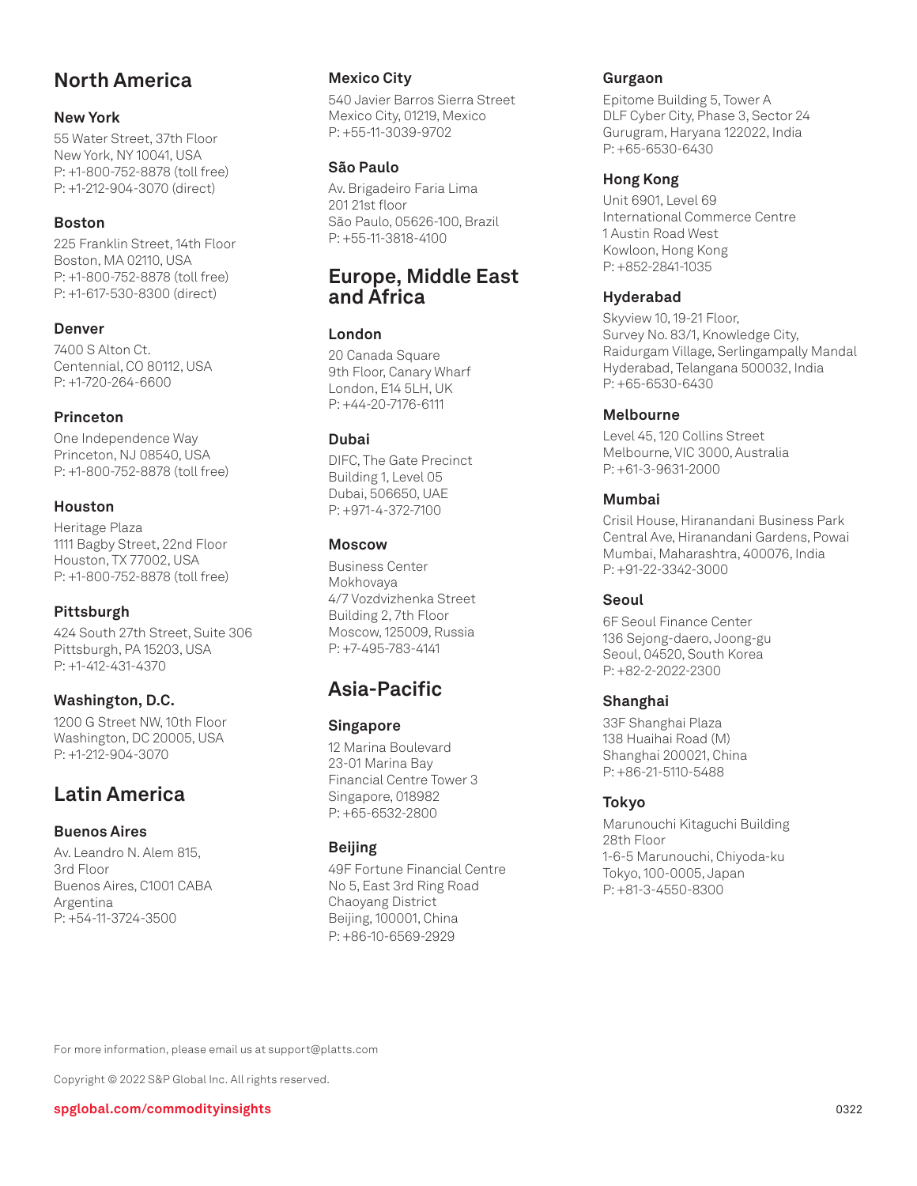## North America

### New York

55 Water Street, 37th Floor
New York, NY 10041, USA
P: +1-800-752-8878 (toll free)
P: +1-212-904-3070 (direct)

### Boston

225 Franklin Street, 14th Floor
Boston, MA 02110, USA
P: +1-800-752-8878 (toll free)
P: +1-617-530-8300 (direct)

### Denver

7400 S Alton Ct.
Centennial, CO 80112, USA
P: +1-720-264-6600

### Princeton

One Independence Way
Princeton, NJ 08540, USA
P: +1-800-752-8878 (toll free)

### Houston

Heritage Plaza
1111 Bagby Street, 22nd Floor
Houston, TX 77002, USA
P: +1-800-752-8878 (toll free)

### Pittsburgh

424 South 27th Street, Suite 306
Pittsburgh, PA 15203, USA
P: +1-412-431-4370

### Washington, D.C.

1200 G Street NW, 10th Floor
Washington, DC 20005, USA
P: +1-212-904-3070

## Latin America

### Buenos Aires

Av. Leandro N. Alem 815,
3rd Floor
Buenos Aires, C1001 CABA
Argentina
P: +54-11-3724-3500

### Mexico City

540 Javier Barros Sierra Street
Mexico City, 01219, Mexico
P: +55-11-3039-9702

### São Paulo

Av. Brigadeiro Faria Lima
201 21st floor
São Paulo, 05626-100, Brazil
P: +55-11-3818-4100

## Europe, Middle East and Africa

### London

20 Canada Square
9th Floor, Canary Wharf
London, E14 5LH, UK
P: +44-20-7176-6111

### Dubai

DIFC, The Gate Precinct
Building 1, Level 05
Dubai, 506650, UAE
P: +971-4-372-7100

### Moscow

Business Center
Mokhovaya
4/7 Vozdvizhenka Street
Building 2, 7th Floor
Moscow, 125009, Russia
P: +7-495-783-4141

## Asia-Pacific

### Singapore

12 Marina Boulevard
23-01 Marina Bay
Financial Centre Tower 3
Singapore, 018982
P: +65-6532-2800

### Beijing

49F Fortune Financial Centre
No 5, East 3rd Ring Road
Chaoyang District
Beijing, 100001, China
P: +86-10-6569-2929

### Gurgaon

Epitome Building 5, Tower A
DLF Cyber City, Phase 3, Sector 24
Gurugram, Haryana 122022, India
P: +65-6530-6430

### Hong Kong

Unit 6901, Level 69
International Commerce Centre
1 Austin Road West
Kowloon, Hong Kong
P: +852-2841-1035

### Hyderabad

Skyview 10, 19-21 Floor,
Survey No. 83/1, Knowledge City,
Raidurgam Village, Serlingampally Mandal
Hyderabad, Telangana 500032, India
P: +65-6530-6430

### Melbourne

Level 45, 120 Collins Street
Melbourne, VIC 3000, Australia
P: +61-3-9631-2000

### Mumbai

Crisil House, Hiranandani Business Park
Central Ave, Hiranandani Gardens, Powai
Mumbai, Maharashtra, 400076, India
P: +91-22-3342-3000

### Seoul

6F Seoul Finance Center
136 Sejong-daero, Joong-gu
Seoul, 04520, South Korea
P: +82-2-2022-2300

### Shanghai

33F Shanghai Plaza
138 Huaihai Road (M)
Shanghai 200021, China
P: +86-21-5110-5488

### Tokyo

Marunouchi Kitaguchi Building
28th Floor
1-6-5 Marunouchi, Chiyoda-ku
Tokyo, 100-0005, Japan
P: +81-3-4550-8300

For more information, please email us at support@platts.com

Copyright © 2022 S&P Global Inc. All rights reserved.

**spglobal.com/commodityinsights**

0322